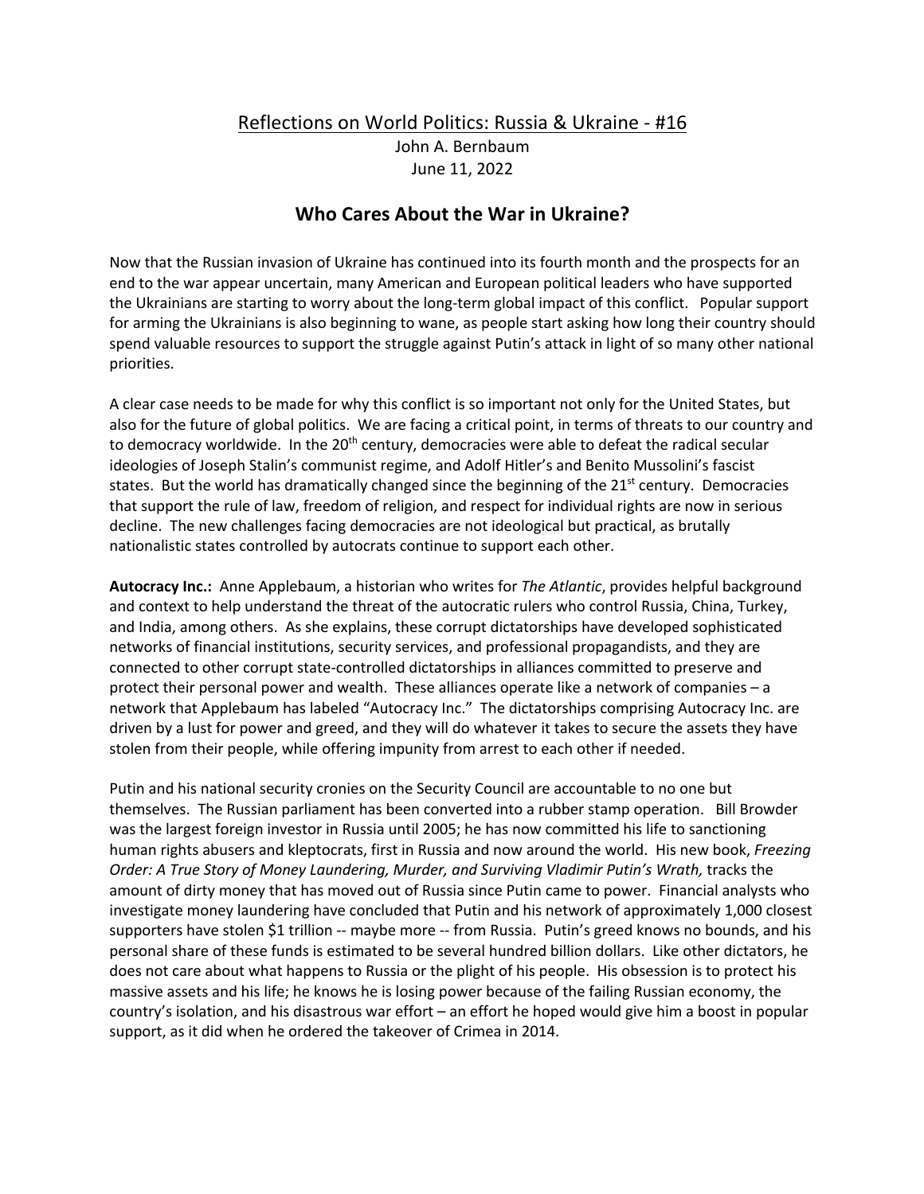Reflections on World Politics: Russia & Ukraine - #16

John A. Bernbaum

June 11, 2022

# Who Cares About the War in Ukraine?

Now that the Russian invasion of Ukraine has continued into its fourth month and the prospects for an end to the war appear uncertain, many American and European political leaders who have supported the Ukrainians are starting to worry about the long-term global impact of this conflict. Popular support for arming the Ukrainians is also beginning to wane, as people start asking how long their country should spend valuable resources to support the struggle against Putin's attack in light of so many other national priorities.

A clear case needs to be made for why this conflict is so important not only for the United States, but also for the future of global politics. We are facing a critical point, in terms of threats to our country and to democracy worldwide. In the 20th century, democracies were able to defeat the radical secular ideologies of Joseph Stalin's communist regime, and Adolf Hitler's and Benito Mussolini's fascist states. But the world has dramatically changed since the beginning of the 21st century. Democracies that support the rule of law, freedom of religion, and respect for individual rights are now in serious decline. The new challenges facing democracies are not ideological but practical, as brutally nationalistic states controlled by autocrats continue to support each other.

**Autocracy Inc.:** Anne Applebaum, a historian who writes for *The Atlantic*, provides helpful background and context to help understand the threat of the autocratic rulers who control Russia, China, Turkey, and India, among others. As she explains, these corrupt dictatorships have developed sophisticated networks of financial institutions, security services, and professional propagandists, and they are connected to other corrupt state-controlled dictatorships in alliances committed to preserve and protect their personal power and wealth. These alliances operate like a network of companies – a network that Applebaum has labeled "Autocracy Inc." The dictatorships comprising Autocracy Inc. are driven by a lust for power and greed, and they will do whatever it takes to secure the assets they have stolen from their people, while offering impunity from arrest to each other if needed.

Putin and his national security cronies on the Security Council are accountable to no one but themselves. The Russian parliament has been converted into a rubber stamp operation. Bill Browder was the largest foreign investor in Russia until 2005; he has now committed his life to sanctioning human rights abusers and kleptocrats, first in Russia and now around the world. His new book, *Freezing Order: A True Story of Money Laundering, Murder, and Surviving Vladimir Putin's Wrath,* tracks the amount of dirty money that has moved out of Russia since Putin came to power. Financial analysts who investigate money laundering have concluded that Putin and his network of approximately 1,000 closest supporters have stolen $1 trillion -- maybe more -- from Russia. Putin's greed knows no bounds, and his personal share of these funds is estimated to be several hundred billion dollars. Like other dictators, he does not care about what happens to Russia or the plight of his people. His obsession is to protect his massive assets and his life; he knows he is losing power because of the failing Russian economy, the country's isolation, and his disastrous war effort – an effort he hoped would give him a boost in popular support, as it did when he ordered the takeover of Crimea in 2014.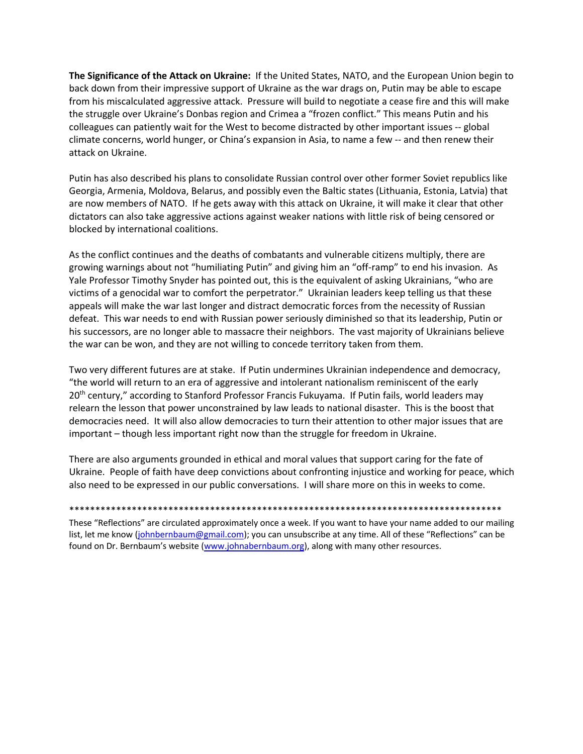**The Significance of the Attack on Ukraine:** If the United States, NATO, and the European Union begin to back down from their impressive support of Ukraine as the war drags on, Putin may be able to escape from his miscalculated aggressive attack. Pressure will build to negotiate a cease fire and this will make the struggle over Ukraine's Donbas region and Crimea a "frozen conflict." This means Putin and his colleagues can patiently wait for the West to become distracted by other important issues -- global climate concerns, world hunger, or China's expansion in Asia, to name a few -- and then renew their attack on Ukraine.

Putin has also described his plans to consolidate Russian control over other former Soviet republics like Georgia, Armenia, Moldova, Belarus, and possibly even the Baltic states (Lithuania, Estonia, Latvia) that are now members of NATO. If he gets away with this attack on Ukraine, it will make it clear that other dictators can also take aggressive actions against weaker nations with little risk of being censored or blocked by international coalitions.

As the conflict continues and the deaths of combatants and vulnerable citizens multiply, there are growing warnings about not "humiliating Putin" and giving him an "off-ramp" to end his invasion. As Yale Professor Timothy Snyder has pointed out, this is the equivalent of asking Ukrainians, "who are victims of a genocidal war to comfort the perpetrator." Ukrainian leaders keep telling us that these appeals will make the war last longer and distract democratic forces from the necessity of Russian defeat. This war needs to end with Russian power seriously diminished so that its leadership, Putin or his successors, are no longer able to massacre their neighbors. The vast majority of Ukrainians believe the war can be won, and they are not willing to concede territory taken from them.

Two very different futures are at stake. If Putin undermines Ukrainian independence and democracy, "the world will return to an era of aggressive and intolerant nationalism reminiscent of the early 20th century," according to Stanford Professor Francis Fukuyama. If Putin fails, world leaders may relearn the lesson that power unconstrained by law leads to national disaster. This is the boost that democracies need. It will also allow democracies to turn their attention to other major issues that are important – though less important right now than the struggle for freedom in Ukraine.

There are also arguments grounded in ethical and moral values that support caring for the fate of Ukraine. People of faith have deep convictions about confronting injustice and working for peace, which also need to be expressed in our public conversations. I will share more on this in weeks to come.

*************************************************************************************

These "Reflections" are circulated approximately once a week. If you want to have your name added to our mailing list, let me know (johnbernbaum@gmail.com); you can unsubscribe at any time. All of these "Reflections" can be found on Dr. Bernbaum's website (www.johnabernbaum.org), along with many other resources.